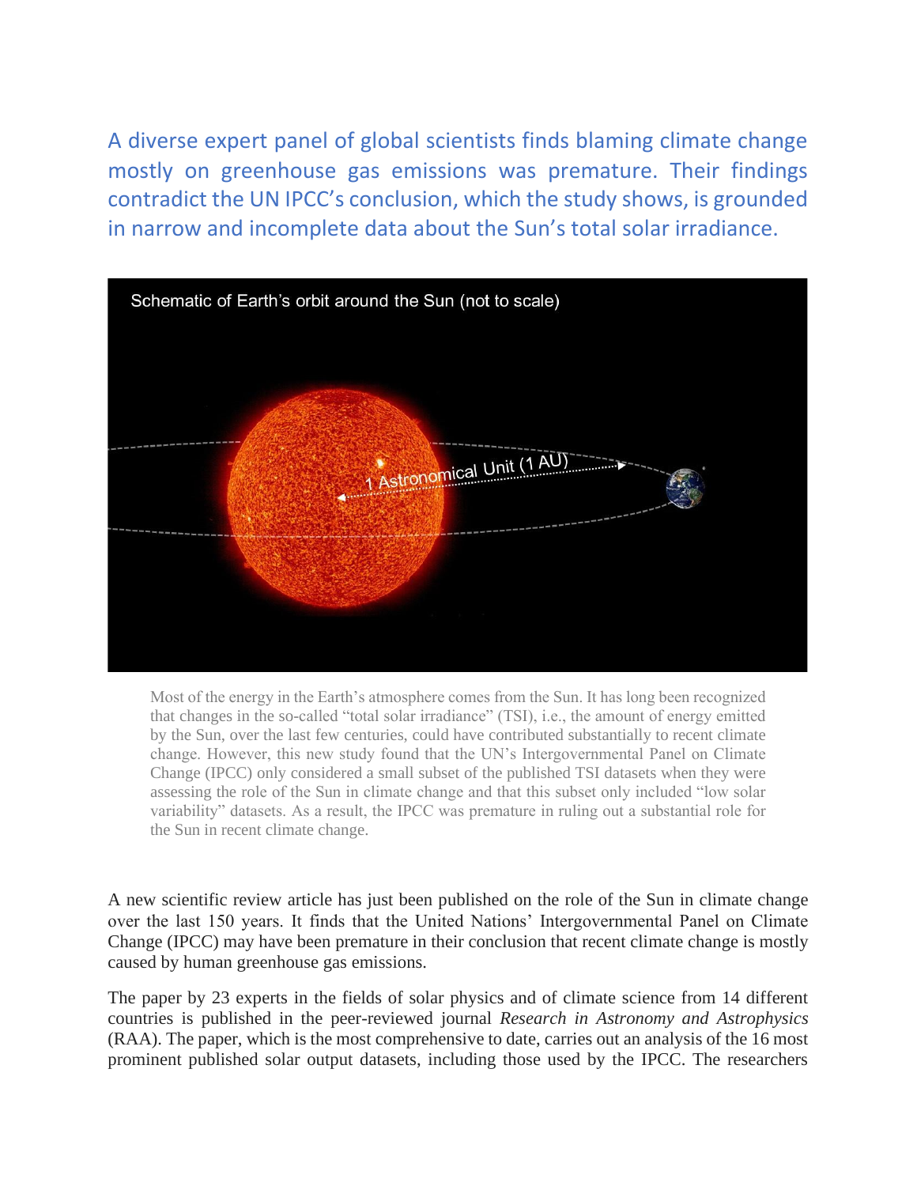A diverse expert panel of global scientists finds blaming climate change mostly on greenhouse gas emissions was premature. Their findings contradict the UN IPCC's conclusion, which the study shows, is grounded in narrow and incomplete data about the Sun's total solar irradiance.

Most of the energy in the Earth's atmosphere comes from the Sun. It has long been recognized that changes in the so-called "total solar irradiance" (TSI), i.e., the amount of energy emitted by the Sun, over the last few centuries, could have contributed substantially to recent climate change. However, this new study found that the UN's Intergovernmental Panel on Climate Change (IPCC) only considered a small subset of the published TSI datasets when they were assessing the role of the Sun in climate change and that this subset only included "low solar variability" datasets. As a result, the IPCC was premature in ruling out a substantial role for the Sun in recent climate change.

A new scientific review article has just been published on the role of the Sun in climate change over the last 150 years. It finds that the United Nations' Intergovernmental Panel on Climate Change (IPCC) may have been premature in their conclusion that recent climate change is mostly caused by human greenhouse gas emissions.

The paper by 23 experts in the fields of solar physics and of climate science from 14 different countries is published in the peer-reviewed journal *Research in Astronomy and Astrophysics* (RAA). The paper, which is the most comprehensive to date, carries out an analysis of the 16 most prominent published solar output datasets, including those used by the IPCC. The researchers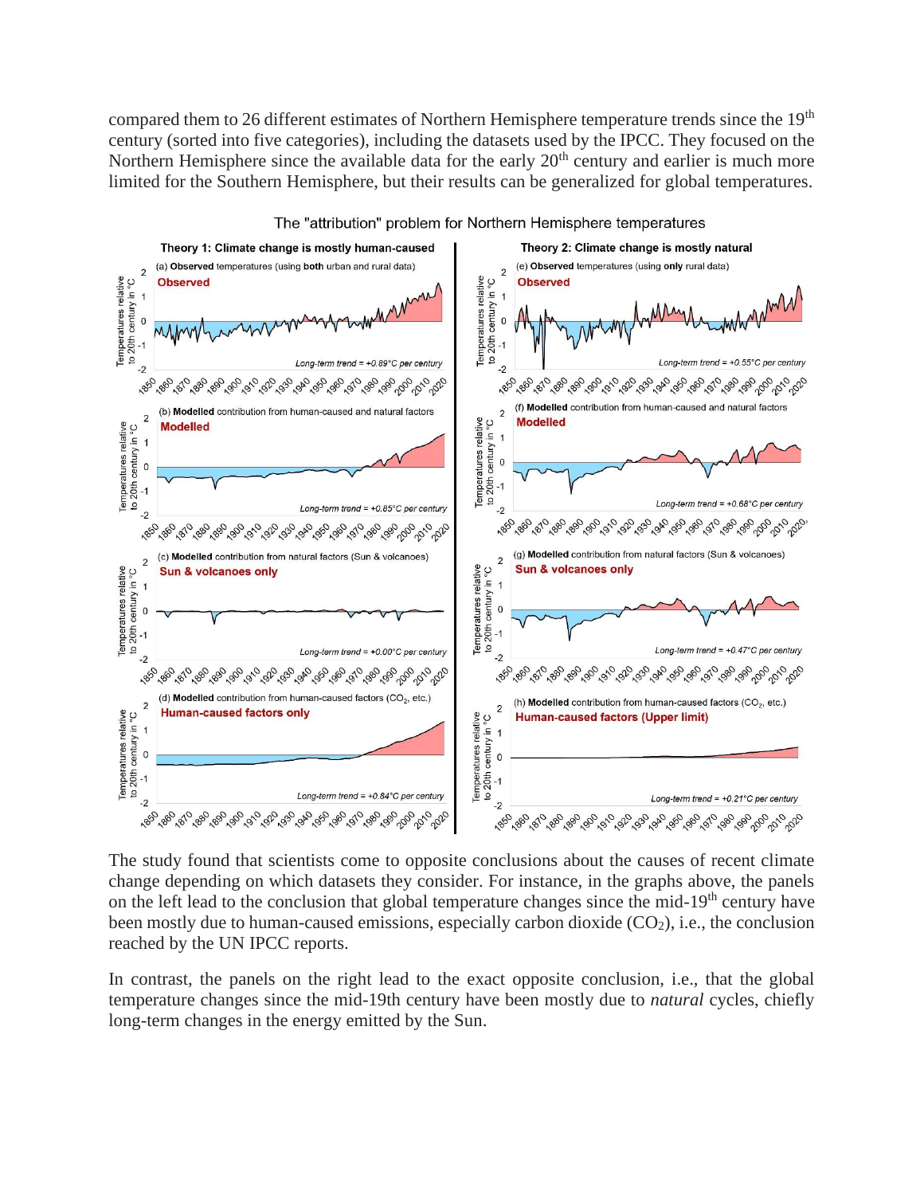compared them to 26 different estimates of Northern Hemisphere temperature trends since the 19th century (sorted into five categories), including the datasets used by the IPCC. They focused on the Northern Hemisphere since the available data for the early 20th century and earlier is much more limited for the Southern Hemisphere, but their results can be generalized for global temperatures.

The "attribution" problem for Northern Hemisphere temperatures

The study found that scientists come to opposite conclusions about the causes of recent climate change depending on which datasets they consider. For instance, in the graphs above, the panels on the left lead to the conclusion that global temperature changes since the mid-19th century have been mostly due to human-caused emissions, especially carbon dioxide ($CO_2$), i.e., the conclusion reached by the UN IPCC reports.

In contrast, the panels on the right lead to the exact opposite conclusion, i.e., that the global temperature changes since the mid-19th century have been mostly due to *natural* cycles, chiefly long-term changes in the energy emitted by the Sun.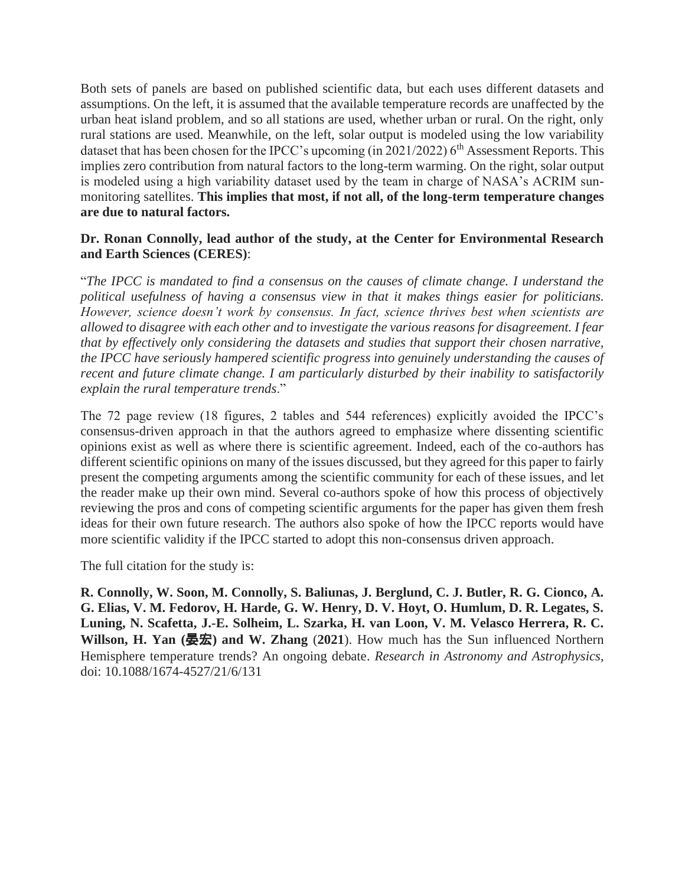Both sets of panels are based on published scientific data, but each uses different datasets and assumptions. On the left, it is assumed that the available temperature records are unaffected by the urban heat island problem, and so all stations are used, whether urban or rural. On the right, only rural stations are used. Meanwhile, on the left, solar output is modeled using the low variability dataset that has been chosen for the IPCC's upcoming (in 2021/2022) 6$^{th}$ Assessment Reports. This implies zero contribution from natural factors to the long-term warming. On the right, solar output is modeled using a high variability dataset used by the team in charge of NASA's ACRIM sun-monitoring satellites. **This implies that most, if not all, of the long-term temperature changes are due to natural factors.**

**Dr. Ronan Connolly, lead author of the study, at the Center for Environmental Research and Earth Sciences (CERES)**:

"*The IPCC is mandated to find a consensus on the causes of climate change. I understand the political usefulness of having a consensus view in that it makes things easier for politicians. However, science doesn't work by consensus. In fact, science thrives best when scientists are allowed to disagree with each other and to investigate the various reasons for disagreement. I fear that by effectively only considering the datasets and studies that support their chosen narrative, the IPCC have seriously hampered scientific progress into genuinely understanding the causes of recent and future climate change. I am particularly disturbed by their inability to satisfactorily explain the rural temperature trends*."

The 72 page review (18 figures, 2 tables and 544 references) explicitly avoided the IPCC's consensus-driven approach in that the authors agreed to emphasize where dissenting scientific opinions exist as well as where there is scientific agreement. Indeed, each of the co-authors has different scientific opinions on many of the issues discussed, but they agreed for this paper to fairly present the competing arguments among the scientific community for each of these issues, and let the reader make up their own mind. Several co-authors spoke of how this process of objectively reviewing the pros and cons of competing scientific arguments for the paper has given them fresh ideas for their own future research. The authors also spoke of how the IPCC reports would have more scientific validity if the IPCC started to adopt this non-consensus driven approach.

The full citation for the study is:

**R. Connolly, W. Soon, M. Connolly, S. Baliunas, J. Berglund, C. J. Butler, R. G. Cionco, A. G. Elias, V. M. Fedorov, H. Harde, G. W. Henry, D. V. Hoyt, O. Humlum, D. R. Legates, S. Luning, N. Scafetta, J.-E. Solheim, L. Szarka, H. van Loon, V. M. Velasco Herrera, R. C. Willson, H. Yan (晏宏) and W. Zhang** (**2021**). How much has the Sun influenced Northern Hemisphere temperature trends? An ongoing debate. *Research in Astronomy and Astrophysics*, doi: 10.1088/1674-4527/21/6/131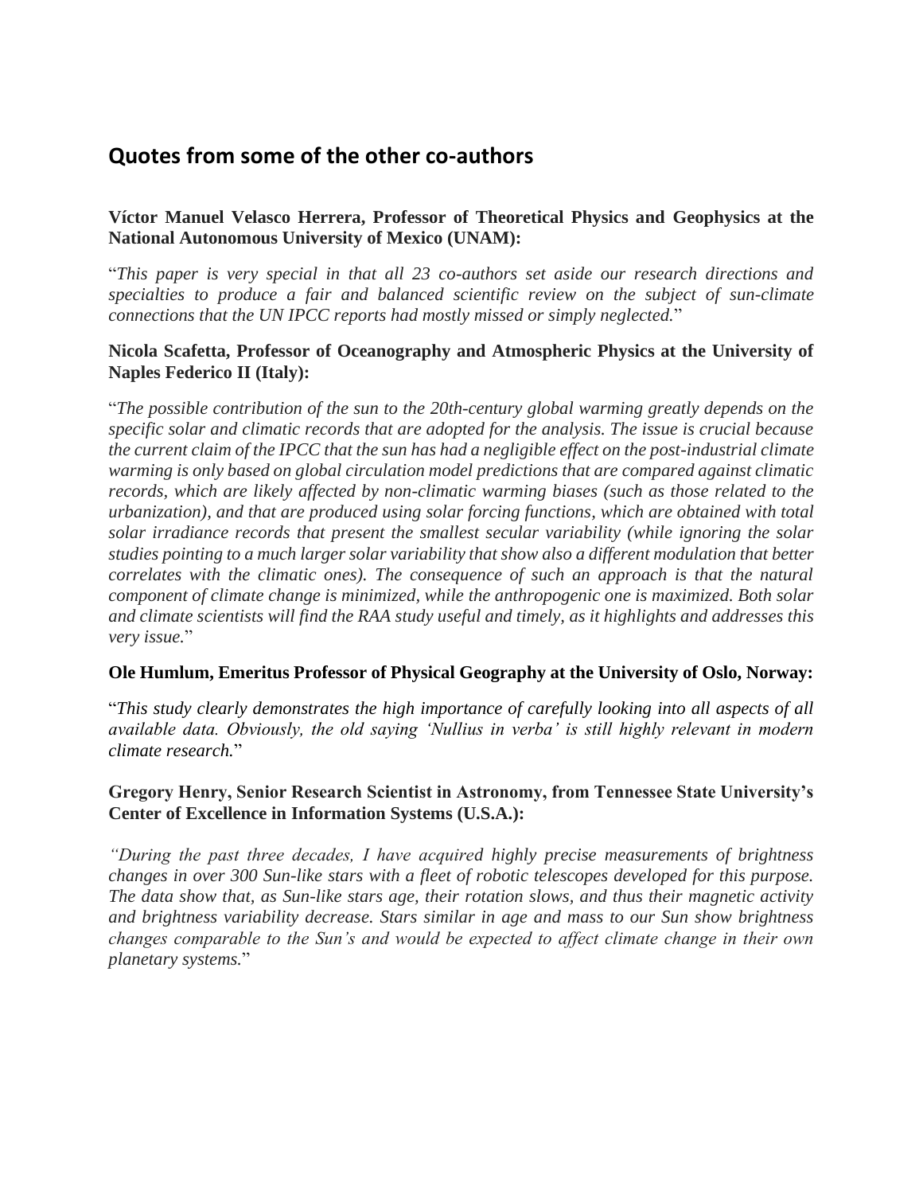## Quotes from some of the other co-authors

**Víctor Manuel Velasco Herrera, Professor of Theoretical Physics and Geophysics at the National Autonomous University of Mexico (UNAM):**

"*This paper is very special in that all 23 co-authors set aside our research directions and specialties to produce a fair and balanced scientific review on the subject of sun-climate connections that the UN IPCC reports had mostly missed or simply neglected.*"

**Nicola Scafetta, Professor of Oceanography and Atmospheric Physics at the University of Naples Federico II (Italy):**

"*The possible contribution of the sun to the 20th-century global warming greatly depends on the specific solar and climatic records that are adopted for the analysis. The issue is crucial because the current claim of the IPCC that the sun has had a negligible effect on the post-industrial climate warming is only based on global circulation model predictions that are compared against climatic records, which are likely affected by non-climatic warming biases (such as those related to the urbanization), and that are produced using solar forcing functions, which are obtained with total solar irradiance records that present the smallest secular variability (while ignoring the solar studies pointing to a much larger solar variability that show also a different modulation that better correlates with the climatic ones). The consequence of such an approach is that the natural component of climate change is minimized, while the anthropogenic one is maximized. Both solar and climate scientists will find the RAA study useful and timely, as it highlights and addresses this very issue.*"

**Ole Humlum, Emeritus Professor of Physical Geography at the University of Oslo, Norway:**

"*This study clearly demonstrates the high importance of carefully looking into all aspects of all available data. Obviously, the old saying 'Nullius in verba' is still highly relevant in modern climate research.*"

**Gregory Henry, Senior Research Scientist in Astronomy, from Tennessee State University's Center of Excellence in Information Systems (U.S.A.):**

*"During the past three decades, I have acquired highly precise measurements of brightness changes in over 300 Sun-like stars with a fleet of robotic telescopes developed for this purpose. The data show that, as Sun-like stars age, their rotation slows, and thus their magnetic activity and brightness variability decrease. Stars similar in age and mass to our Sun show brightness changes comparable to the Sun's and would be expected to affect climate change in their own planetary systems.*"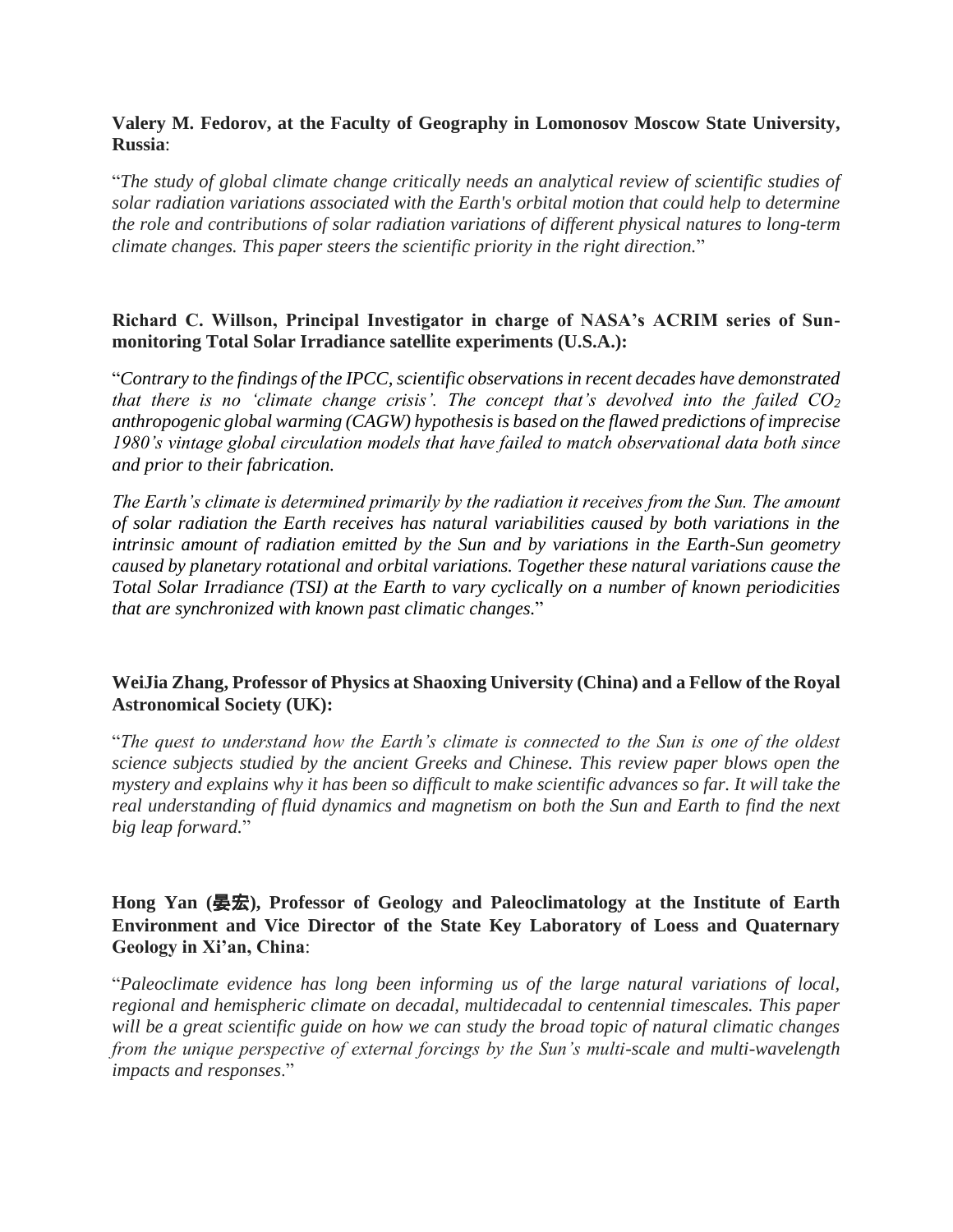**Valery M. Fedorov, at the Faculty of Geography in Lomonosov Moscow State University, Russia**:

"*The study of global climate change critically needs an analytical review of scientific studies of solar radiation variations associated with the Earth's orbital motion that could help to determine the role and contributions of solar radiation variations of different physical natures to long-term climate changes. This paper steers the scientific priority in the right direction.*"

**Richard C. Willson, Principal Investigator in charge of NASA's ACRIM series of Sun-monitoring Total Solar Irradiance satellite experiments (U.S.A.):**

"*Contrary to the findings of the IPCC, scientific observations in recent decades have demonstrated that there is no 'climate change crisis'. The concept that's devolved into the failed $CO_2$ anthropogenic global warming (CAGW) hypothesis is based on the flawed predictions of imprecise 1980's vintage global circulation models that have failed to match observational data both since and prior to their fabrication.*

*The Earth's climate is determined primarily by the radiation it receives from the Sun. The amount of solar radiation the Earth receives has natural variabilities caused by both variations in the intrinsic amount of radiation emitted by the Sun and by variations in the Earth-Sun geometry caused by planetary rotational and orbital variations. Together these natural variations cause the Total Solar Irradiance (TSI) at the Earth to vary cyclically on a number of known periodicities that are synchronized with known past climatic changes.*"

**WeiJia Zhang, Professor of Physics at Shaoxing University (China) and a Fellow of the Royal Astronomical Society (UK):**

"*The quest to understand how the Earth's climate is connected to the Sun is one of the oldest science subjects studied by the ancient Greeks and Chinese. This review paper blows open the mystery and explains why it has been so difficult to make scientific advances so far. It will take the real understanding of fluid dynamics and magnetism on both the Sun and Earth to find the next big leap forward.*"

**Hong Yan (晏宏), Professor of Geology and Paleoclimatology at the Institute of Earth Environment and Vice Director of the State Key Laboratory of Loess and Quaternary Geology in Xi'an, China**:

"*Paleoclimate evidence has long been informing us of the large natural variations of local, regional and hemispheric climate on decadal, multidecadal to centennial timescales. This paper will be a great scientific guide on how we can study the broad topic of natural climatic changes from the unique perspective of external forcings by the Sun's multi-scale and multi-wavelength impacts and responses*."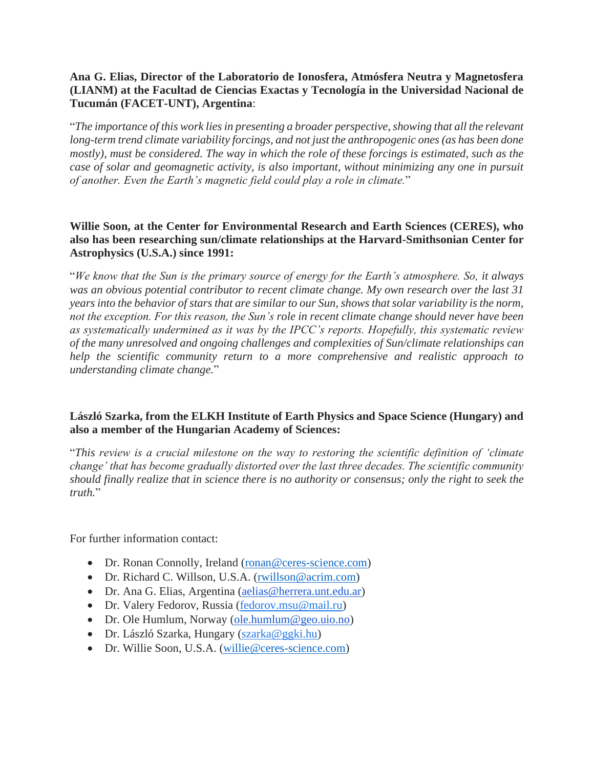**Ana G. Elias, Director of the Laboratorio de Ionosfera, Atmósfera Neutra y Magnetosfera (LIANM) at the Facultad de Ciencias Exactas y Tecnología in the Universidad Nacional de Tucumán (FACET-UNT), Argentina**:

"*The importance of this work lies in presenting a broader perspective, showing that all the relevant long-term trend climate variability forcings, and not just the anthropogenic ones (as has been done mostly), must be considered. The way in which the role of these forcings is estimated, such as the case of solar and geomagnetic activity, is also important, without minimizing any one in pursuit of another. Even the Earth's magnetic field could play a role in climate.*"

**Willie Soon, at the Center for Environmental Research and Earth Sciences (CERES), who also has been researching sun/climate relationships at the Harvard-Smithsonian Center for Astrophysics (U.S.A.) since 1991:**

"*We know that the Sun is the primary source of energy for the Earth's atmosphere. So, it always was an obvious potential contributor to recent climate change. My own research over the last 31 years into the behavior of stars that are similar to our Sun, shows that solar variability is the norm, not the exception. For this reason, the Sun's role in recent climate change should never have been as systematically undermined as it was by the IPCC's reports. Hopefully, this systematic review of the many unresolved and ongoing challenges and complexities of Sun/climate relationships can help the scientific community return to a more comprehensive and realistic approach to understanding climate change.*"

**László Szarka, from the ELKH Institute of Earth Physics and Space Science (Hungary) and also a member of the Hungarian Academy of Sciences:**

"*This review is a crucial milestone on the way to restoring the scientific definition of 'climate change' that has become gradually distorted over the last three decades. The scientific community should finally realize that in science there is no authority or consensus; only the right to seek the truth.*"

For further information contact:

- Dr. Ronan Connolly, Ireland (ronan@ceres-science.com)
- Dr. Richard C. Willson, U.S.A. (rwillson@acrim.com)
- Dr. Ana G. Elias, Argentina (aelias@herrera.unt.edu.ar)
- Dr. Valery Fedorov, Russia (fedorov.msu@mail.ru)
- Dr. Ole Humlum, Norway (ole.humlum@geo.uio.no)
- Dr. László Szarka, Hungary (szarka@ggki.hu)
- Dr. Willie Soon, U.S.A. (willie@ceres-science.com)